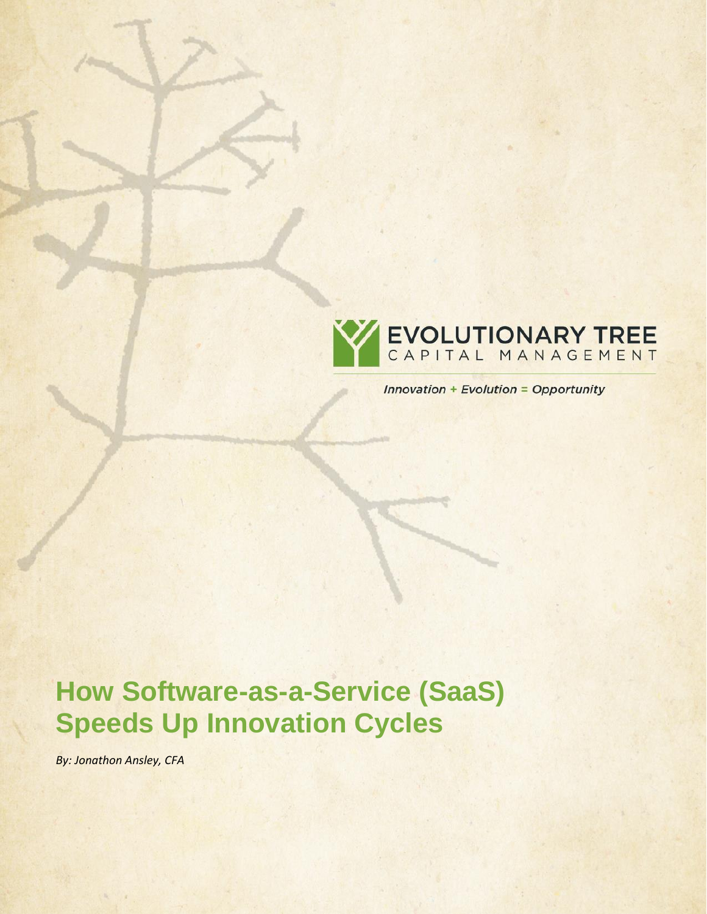EVOLUTIONARY TREE
CAPITAL MANAGEMENT

*Innovation + Evolution = Opportunity*

# How Software-as-a-Service (SaaS) Speeds Up Innovation Cycles

*By: Jonathon Ansley, CFA*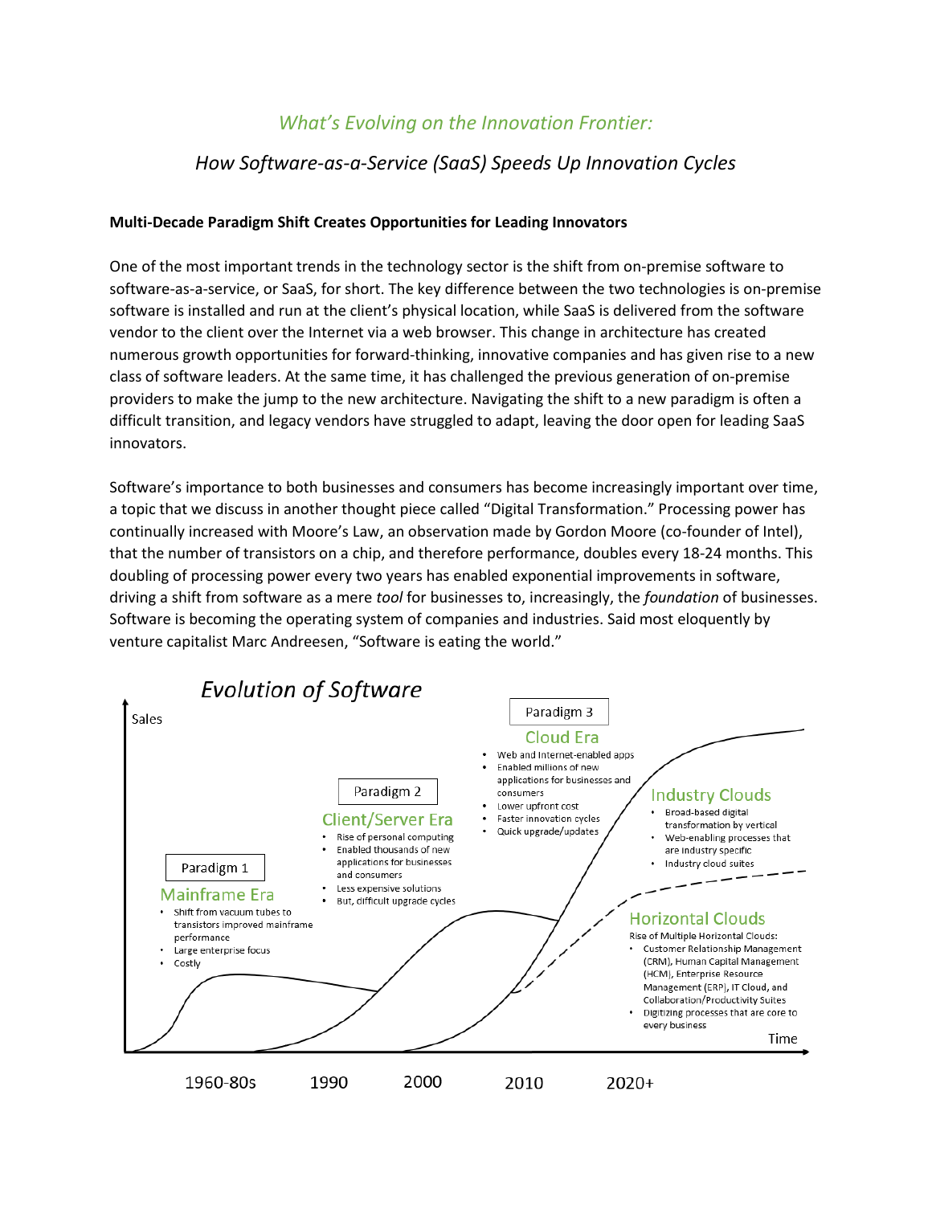## *What's Evolving on the Innovation Frontier:*

## *How Software-as-a-Service (SaaS) Speeds Up Innovation Cycles*

**Multi-Decade Paradigm Shift Creates Opportunities for Leading Innovators**

One of the most important trends in the technology sector is the shift from on-premise software to software-as-a-service, or SaaS, for short. The key difference between the two technologies is on-premise software is installed and run at the client's physical location, while SaaS is delivered from the software vendor to the client over the Internet via a web browser. This change in architecture has created numerous growth opportunities for forward-thinking, innovative companies and has given rise to a new class of software leaders. At the same time, it has challenged the previous generation of on-premise providers to make the jump to the new architecture. Navigating the shift to a new paradigm is often a difficult transition, and legacy vendors have struggled to adapt, leaving the door open for leading SaaS innovators.

Software's importance to both businesses and consumers has become increasingly important over time, a topic that we discuss in another thought piece called "Digital Transformation." Processing power has continually increased with Moore's Law, an observation made by Gordon Moore (co-founder of Intel), that the number of transistors on a chip, and therefore performance, doubles every 18-24 months. This doubling of processing power every two years has enabled exponential improvements in software, driving a shift from software as a mere *tool* for businesses to, increasingly, the *foundation* of businesses. Software is becoming the operating system of companies and industries. Said most eloquently by venture capitalist Marc Andreesen, "Software is eating the world."

*Evolution of Software*

Sales

**Paradigm 1 — Mainframe Era**
- Shift from vacuum tubes to transistors improved mainframe performance
- Large enterprise focus
- Costly

**Paradigm 2 — Client/Server Era**
- Rise of personal computing
- Enabled thousands of new applications for businesses and consumers
- Less expensive solutions
- But, difficult upgrade cycles

**Paradigm 3 — Cloud Era**
- Web and Internet-enabled apps
- Enabled millions of new applications for businesses and consumers
- Lower upfront cost
- Faster innovation cycles
- Quick upgrade/updates

**Industry Clouds**
- Broad-based digital transformation by vertical
- Web-enabling processes that are industry specific
- Industry cloud suites

**Horizontal Clouds**

Rise of Multiple Horizontal Clouds:
- Customer Relationship Management (CRM), Human Capital Management (HCM), Enterprise Resource Management (ERP), IT Cloud, and Collaboration/Productivity Suites
- Digitizing processes that are core to every business

Time

1960-80s 1990 2000 2010 2020+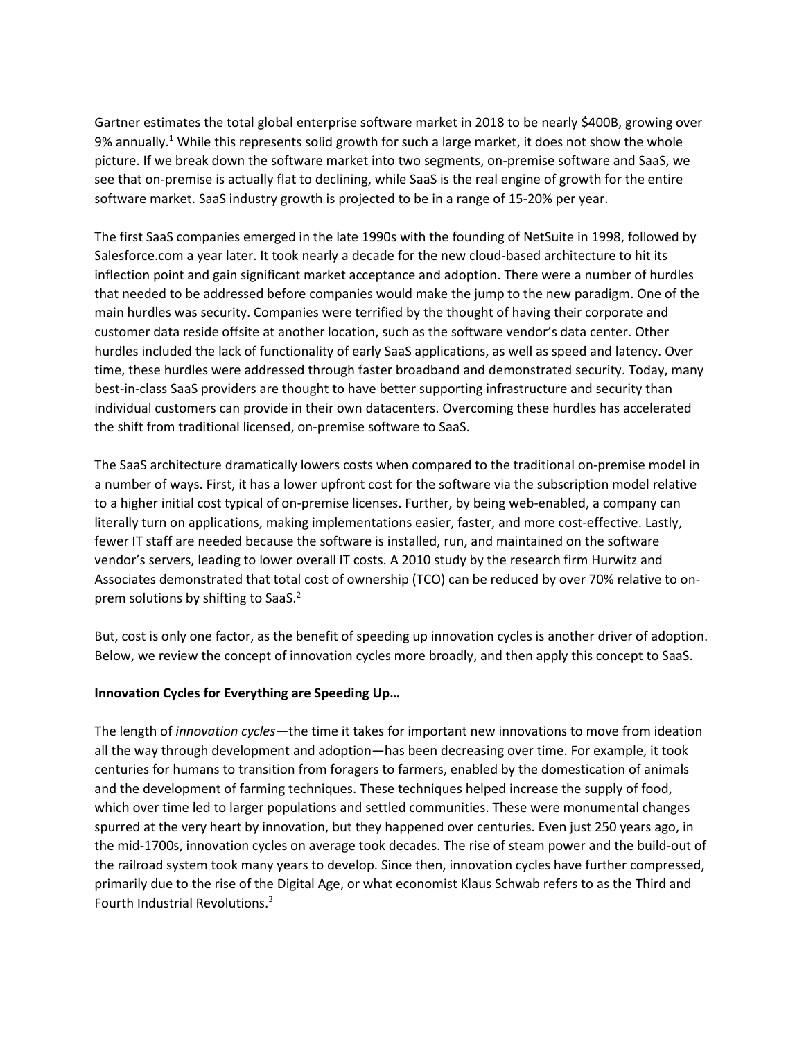Gartner estimates the total global enterprise software market in 2018 to be nearly $400B, growing over 9% annually.[1] While this represents solid growth for such a large market, it does not show the whole picture. If we break down the software market into two segments, on-premise software and SaaS, we see that on-premise is actually flat to declining, while SaaS is the real engine of growth for the entire software market. SaaS industry growth is projected to be in a range of 15-20% per year.

The first SaaS companies emerged in the late 1990s with the founding of NetSuite in 1998, followed by Salesforce.com a year later. It took nearly a decade for the new cloud-based architecture to hit its inflection point and gain significant market acceptance and adoption. There were a number of hurdles that needed to be addressed before companies would make the jump to the new paradigm. One of the main hurdles was security. Companies were terrified by the thought of having their corporate and customer data reside offsite at another location, such as the software vendor's data center. Other hurdles included the lack of functionality of early SaaS applications, as well as speed and latency. Over time, these hurdles were addressed through faster broadband and demonstrated security. Today, many best-in-class SaaS providers are thought to have better supporting infrastructure and security than individual customers can provide in their own datacenters. Overcoming these hurdles has accelerated the shift from traditional licensed, on-premise software to SaaS.

The SaaS architecture dramatically lowers costs when compared to the traditional on-premise model in a number of ways. First, it has a lower upfront cost for the software via the subscription model relative to a higher initial cost typical of on-premise licenses. Further, by being web-enabled, a company can literally turn on applications, making implementations easier, faster, and more cost-effective. Lastly, fewer IT staff are needed because the software is installed, run, and maintained on the software vendor's servers, leading to lower overall IT costs. A 2010 study by the research firm Hurwitz and Associates demonstrated that total cost of ownership (TCO) can be reduced by over 70% relative to on-prem solutions by shifting to SaaS.[2]

But, cost is only one factor, as the benefit of speeding up innovation cycles is another driver of adoption. Below, we review the concept of innovation cycles more broadly, and then apply this concept to SaaS.

**Innovation Cycles for Everything are Speeding Up…**

The length of *innovation cycles*—the time it takes for important new innovations to move from ideation all the way through development and adoption—has been decreasing over time. For example, it took centuries for humans to transition from foragers to farmers, enabled by the domestication of animals and the development of farming techniques. These techniques helped increase the supply of food, which over time led to larger populations and settled communities. These were monumental changes spurred at the very heart by innovation, but they happened over centuries. Even just 250 years ago, in the mid-1700s, innovation cycles on average took decades. The rise of steam power and the build-out of the railroad system took many years to develop. Since then, innovation cycles have further compressed, primarily due to the rise of the Digital Age, or what economist Klaus Schwab refers to as the Third and Fourth Industrial Revolutions.[3]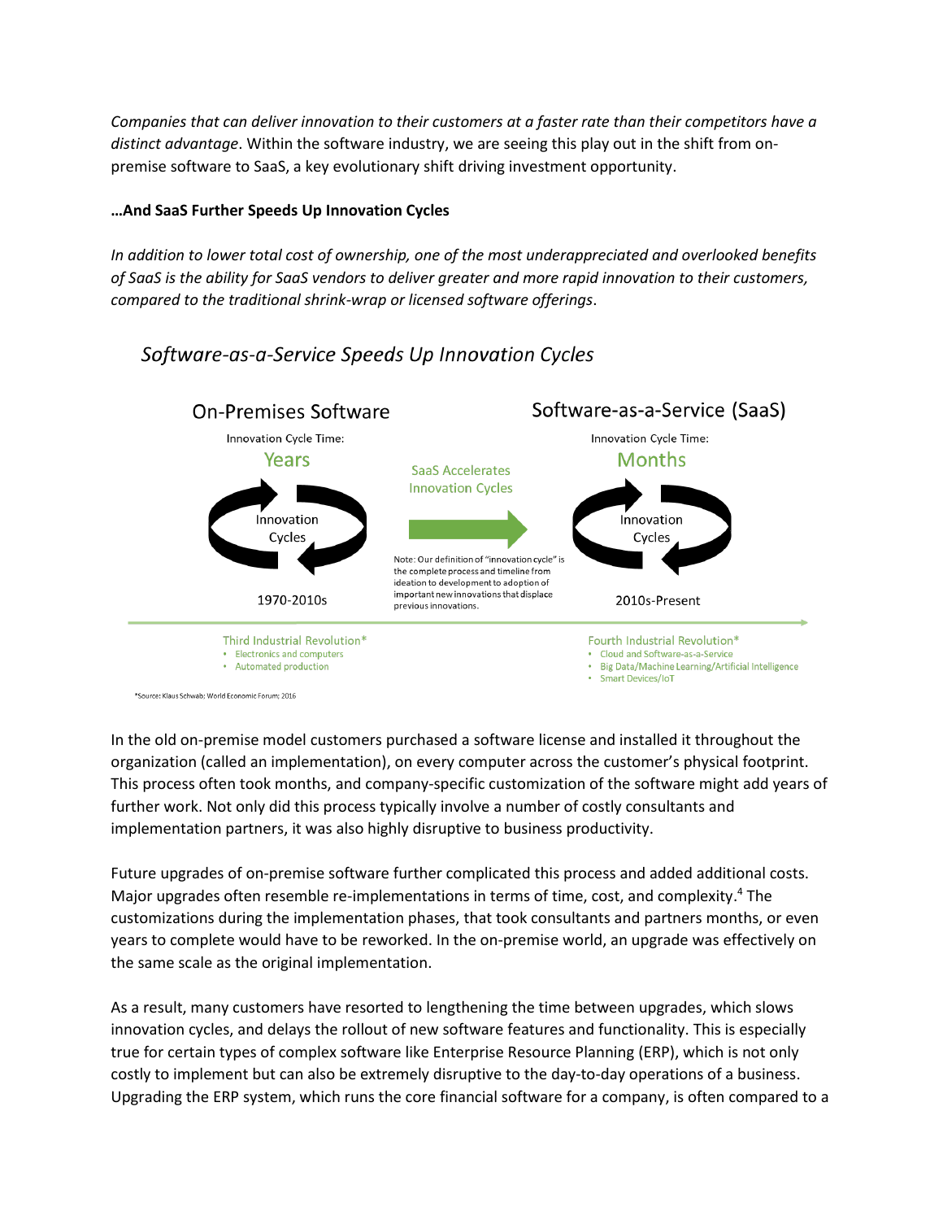*Companies that can deliver innovation to their customers at a faster rate than their competitors have a distinct advantage*. Within the software industry, we are seeing this play out in the shift from on-premise software to SaaS, a key evolutionary shift driving investment opportunity.

**…And SaaS Further Speeds Up Innovation Cycles**

*In addition to lower total cost of ownership, one of the most underappreciated and overlooked benefits of SaaS is the ability for SaaS vendors to deliver greater and more rapid innovation to their customers, compared to the traditional shrink-wrap or licensed software offerings*.

*Software-as-a-Service Speeds Up Innovation Cycles*

On-Premises Software

Innovation Cycle Time: Years

Innovation Cycles

1970-2010s

SaaS Accelerates Innovation Cycles

Note: Our definition of "innovation cycle" is the complete process and timeline from ideation to development to adoption of important new innovations that displace previous innovations.

Software-as-a-Service (SaaS)

Innovation Cycle Time: Months

Innovation Cycles

2010s-Present

Third Industrial Revolution*
- Electronics and computers
- Automated production

Fourth Industrial Revolution*
- Cloud and Software-as-a-Service
- Big Data/Machine Learning/Artificial Intelligence
- Smart Devices/IoT

*Source: Klaus Schwab; World Economic Forum; 2016

In the old on-premise model customers purchased a software license and installed it throughout the organization (called an implementation), on every computer across the customer's physical footprint. This process often took months, and company-specific customization of the software might add years of further work. Not only did this process typically involve a number of costly consultants and implementation partners, it was also highly disruptive to business productivity.

Future upgrades of on-premise software further complicated this process and added additional costs. Major upgrades often resemble re-implementations in terms of time, cost, and complexity.[4] The customizations during the implementation phases, that took consultants and partners months, or even years to complete would have to be reworked. In the on-premise world, an upgrade was effectively on the same scale as the original implementation.

As a result, many customers have resorted to lengthening the time between upgrades, which slows innovation cycles, and delays the rollout of new software features and functionality. This is especially true for certain types of complex software like Enterprise Resource Planning (ERP), which is not only costly to implement but can also be extremely disruptive to the day-to-day operations of a business. Upgrading the ERP system, which runs the core financial software for a company, is often compared to a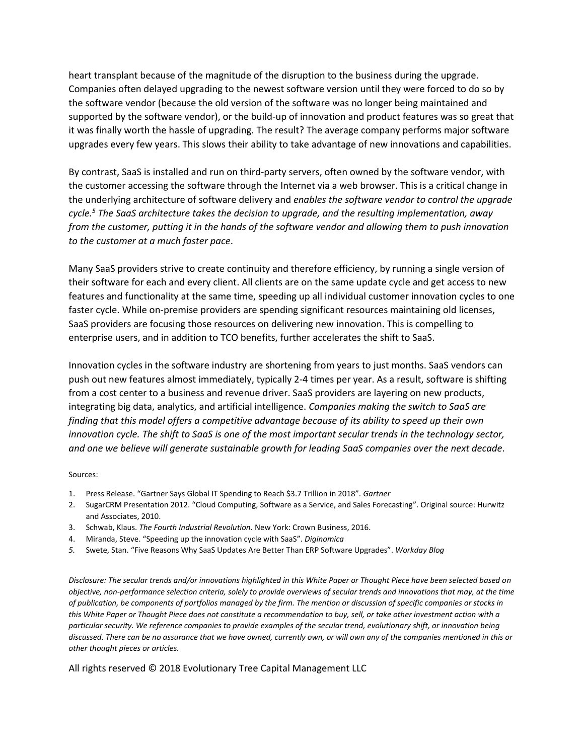heart transplant because of the magnitude of the disruption to the business during the upgrade. Companies often delayed upgrading to the newest software version until they were forced to do so by the software vendor (because the old version of the software was no longer being maintained and supported by the software vendor), or the build-up of innovation and product features was so great that it was finally worth the hassle of upgrading. The result? The average company performs major software upgrades every few years. This slows their ability to take advantage of new innovations and capabilities.

By contrast, SaaS is installed and run on third-party servers, often owned by the software vendor, with the customer accessing the software through the Internet via a web browser. This is a critical change in the underlying architecture of software delivery and *enables the software vendor to control the upgrade cycle.*[5] *The SaaS architecture takes the decision to upgrade, and the resulting implementation, away from the customer, putting it in the hands of the software vendor and allowing them to push innovation to the customer at a much faster pace*.

Many SaaS providers strive to create continuity and therefore efficiency, by running a single version of their software for each and every client. All clients are on the same update cycle and get access to new features and functionality at the same time, speeding up all individual customer innovation cycles to one faster cycle. While on-premise providers are spending significant resources maintaining old licenses, SaaS providers are focusing those resources on delivering new innovation. This is compelling to enterprise users, and in addition to TCO benefits, further accelerates the shift to SaaS.

Innovation cycles in the software industry are shortening from years to just months. SaaS vendors can push out new features almost immediately, typically 2-4 times per year. As a result, software is shifting from a cost center to a business and revenue driver. SaaS providers are layering on new products, integrating big data, analytics, and artificial intelligence. *Companies making the switch to SaaS are finding that this model offers a competitive advantage because of its ability to speed up their own innovation cycle. The shift to SaaS is one of the most important secular trends in the technology sector, and one we believe will generate sustainable growth for leading SaaS companies over the next decade*.

Sources:

1. Press Release. "Gartner Says Global IT Spending to Reach $3.7 Trillion in 2018". *Gartner*
2. SugarCRM Presentation 2012. "Cloud Computing, Software as a Service, and Sales Forecasting". Original source: Hurwitz and Associates, 2010.
3. Schwab, Klaus. *The Fourth Industrial Revolution.* New York: Crown Business, 2016.
4. Miranda, Steve. "Speeding up the innovation cycle with SaaS". *Diginomica*
5. Swete, Stan. "Five Reasons Why SaaS Updates Are Better Than ERP Software Upgrades". *Workday Blog*

*Disclosure: The secular trends and/or innovations highlighted in this White Paper or Thought Piece have been selected based on objective, non-performance selection criteria, solely to provide overviews of secular trends and innovations that may, at the time of publication, be components of portfolios managed by the firm. The mention or discussion of specific companies or stocks in this White Paper or Thought Piece does not constitute a recommendation to buy, sell, or take other investment action with a particular security. We reference companies to provide examples of the secular trend, evolutionary shift, or innovation being discussed. There can be no assurance that we have owned, currently own, or will own any of the companies mentioned in this or other thought pieces or articles.*

All rights reserved © 2018 Evolutionary Tree Capital Management LLC